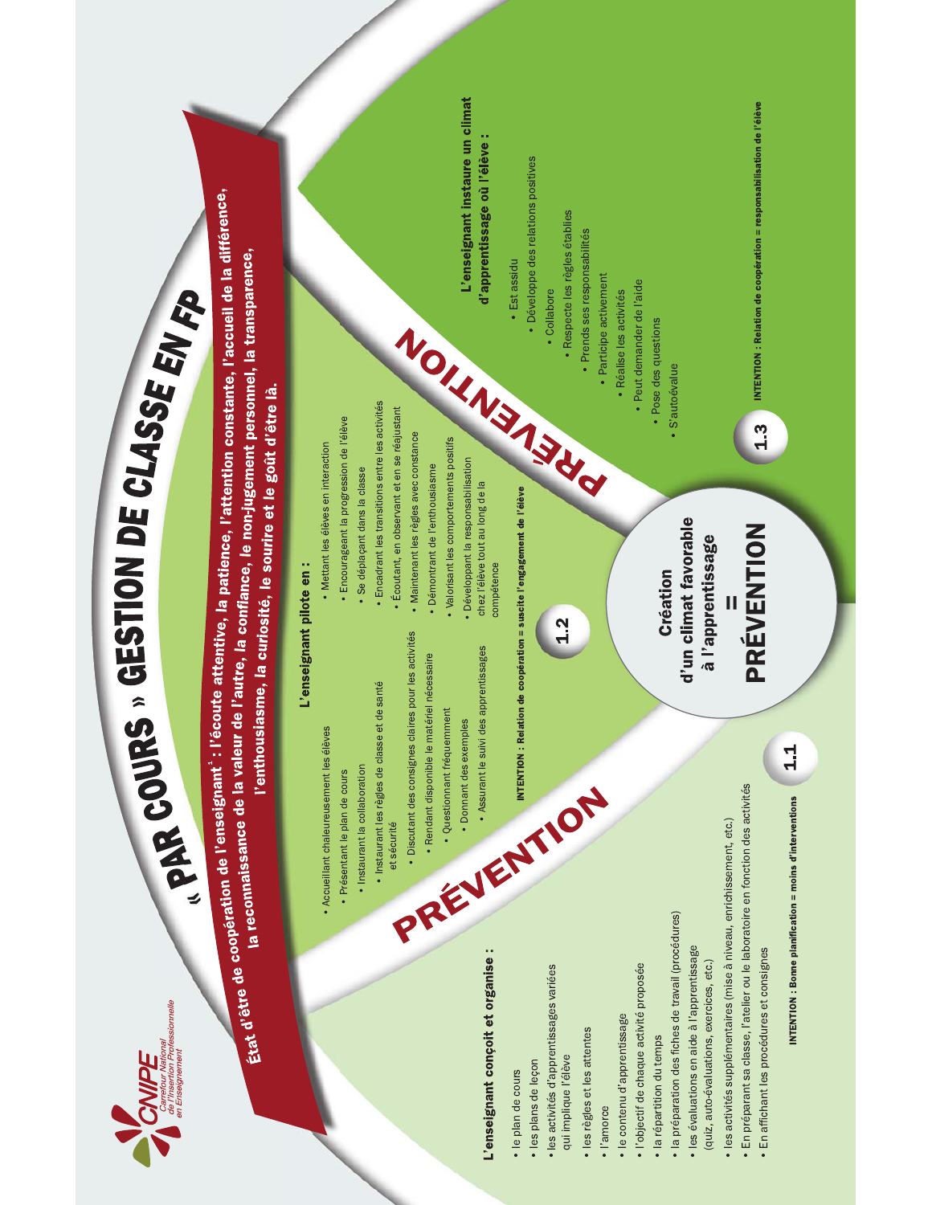# « PAR COURS » GESTION DE CLASSE EN FP

CNIPE – Carrefour National de l'Insertion Professionnelle en Enseignement

**État d'être de coopération de l'enseignant[1] : l'écoute attentive, la patience, l'attention constante, l'accueil de la différence, la reconnaissance de la valeur de l'autre, la confiance, le non-jugement personnel, la transparence, l'enthousiasme, la curiosité, le sourire et le goût d'être là.**

**Création d'un climat favorable à l'apprentissage = PRÉVENTION**

## PRÉVENTION

### 1.1

**L'enseignant conçoit et organise :**

- le plan de cours
- les plans de leçon
- les activités d'apprentissages variées qui implique l'élève
- les règles et les attentes
- l'amorce
- le contenu d'apprentissage
- l'objectif de chaque activité proposée
- la répartition du temps
- la préparation des fiches de travail (procédures)
- les évaluations en aide à l'apprentissage (quiz, auto-évaluations, exercices, etc.)
- les activités supplémentaires (mise à niveau, enrichissement, etc.)
- En préparant sa classe, l'atelier ou le laboratoire en fonction des activités
- En affichant les procédures et consignes

**INTENTION : Bonne planification = moins d'interventions**

### 1.2

**L'enseignant pilote en :**

- Accueillant chaleureusement les élèves
- Présentant le plan de cours
- Instaurant la collaboration
- Instaurant les règles de classe et de santé et sécurité
- Discutant des consignes claires pour les activités
- Rendant disponible le matériel nécessaire
- Questionnant fréquemment
- Donnant des exemples
- Assurant le suivi des apprentissages
- Mettant les élèves en interaction
- Encourageant la progression de l'élève
- Se déplaçant dans la classe
- Encadrant les transitions entre les activités
- Écoutant, en observant et en se réajustant
- Maintenant les règles avec constance
- Démontrant de l'enthousiasme
- Valorisant les comportements positifs
- Développant la responsabilisation chez l'élève tout au long de la compétence

**INTENTION : Relation de coopération = suscite l'engagement de l'élève**

## PRÉVENTION

### 1.3

**L'enseignant instaure un climat d'apprentissage où l'élève :**

- Est assidu
- Développe des relations positives
- Collabore
- Respecte les règles établies
- Prends ses responsabilités
- Participe activement
- Réalise les activités
- Peut demander de l'aide
- Pose des questions
- S'autoévalue

**INTENTION : Relation de coopération = responsabilisation de l'élève**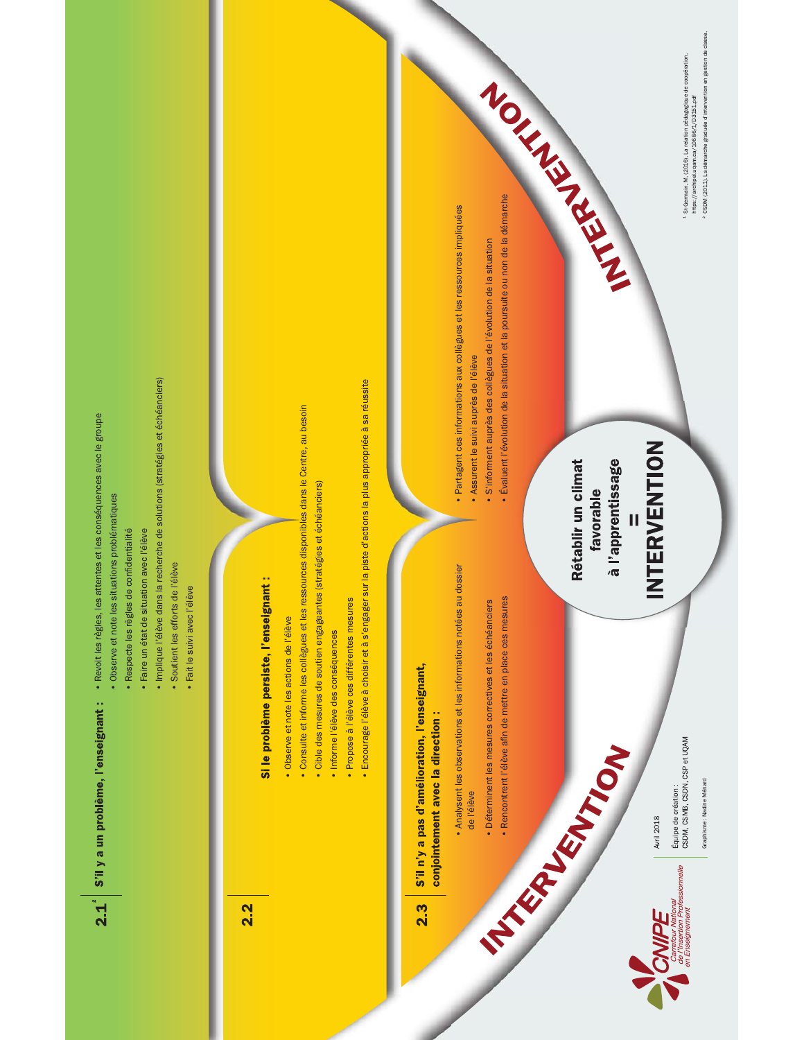## 2.1[2] S'il y a un problème, l'enseignant :

- Revoit les règles, les attentes et les conséquences avec le groupe
- Observe et note les situations problématiques
- Respecte les règles de confidentialité
- Faire un état de situation avec l'élève
- Implique l'élève dans la recherche de solutions (stratégies et échéanciers)
- Soutient les efforts de l'élève
- Fait le suivi avec l'élève

## 2.2 Si le problème persiste, l'enseignant :

- Observe et note les actions de l'élève
- Consulte et informe les collègues et les ressources disponibles dans le Centre, au besoin
- Cible des mesures de soutien engageantes (stratégies et échéanciers)
- Informe l'élève des conséquences
- Propose à l'élève ces différentes mesures
- Encourage l'élève à choisir et à s'engager sur la piste d'actions la plus appropriée à sa réussite

## 2.3 S'il n'y a pas d'amélioration, l'enseignant, conjointement avec la direction :

- Analysent les observations et les informations notées au dossier de l'élève
- Déterminent les mesures correctives et les échéanciers
- Rencontrent l'élève afin de mettre en place ces mesures
- Partagent ces informations aux collègues et les ressources impliquées
- Assurent le suivi auprès de l'élève
- S'informent auprès des collègues de l'évolution de la situation
- Évaluent l'évolution de la situation et la poursuite ou non de la démarche

INTERVENTION

**Rétablir un climat favorable à l'apprentissage = INTERVENTION**

INTERVENTION

CNIPE – Carrefour National de l'Insertion Professionnelle en Enseignement

Avril 2018

Équipe de création : CSDM, CSMB, CSDN, CSP et UQAM

Graphisme : Nadine Ménard

[1] St-Germain, M. (2016). La relation pédagogique de coopération. https://archipel.uqam.ca/10686/1/D3151.pdf

[2] CSDM (2011). La démarche graduée d'intervention en gestion de classe.